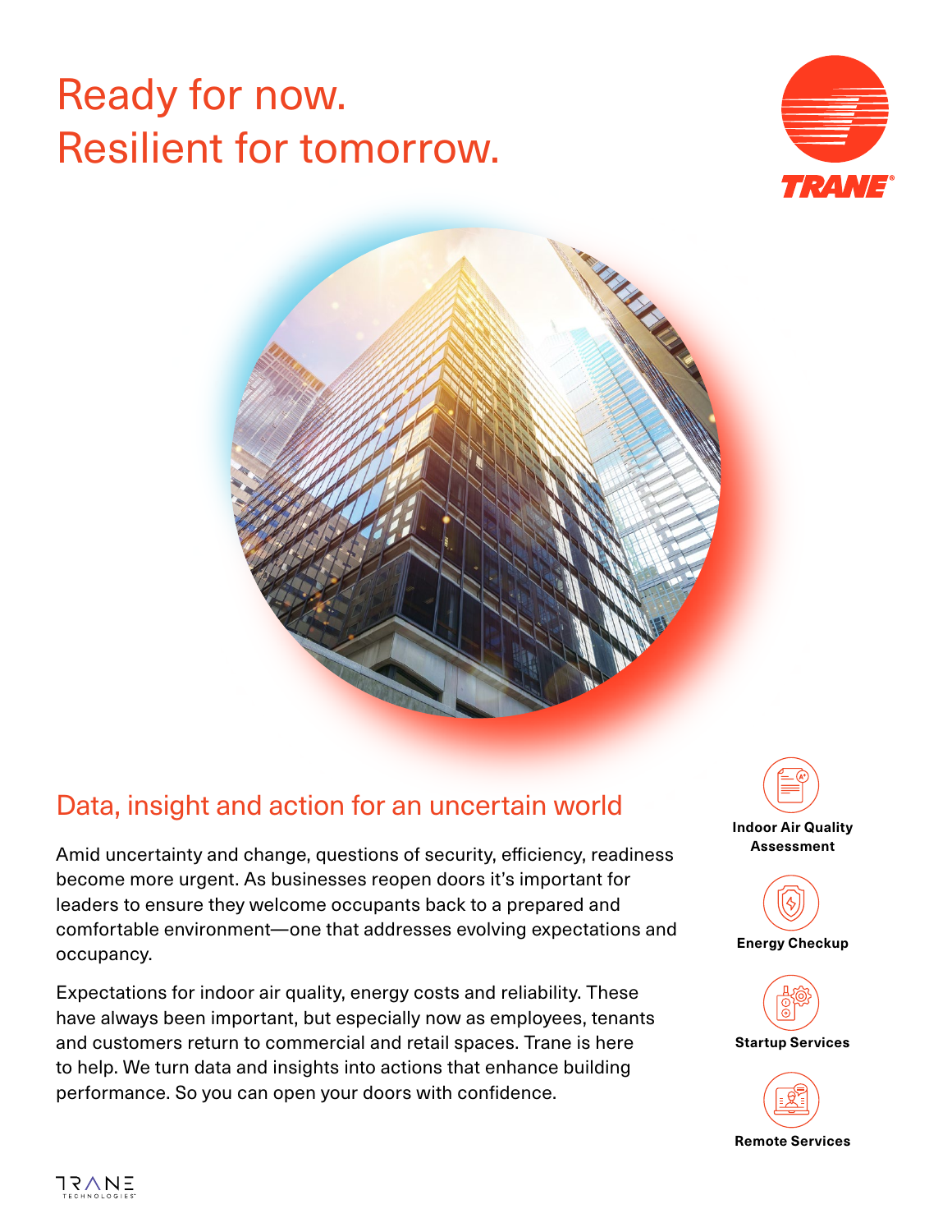# Ready for now.
# Resilient for tomorrow.

TRANE

## Data, insight and action for an uncertain world

Amid uncertainty and change, questions of security, efficiency, readiness become more urgent. As businesses reopen doors it's important for leaders to ensure they welcome occupants back to a prepared and comfortable environment—one that addresses evolving expectations and occupancy.

Expectations for indoor air quality, energy costs and reliability. These have always been important, but especially now as employees, tenants and customers return to commercial and retail spaces. Trane is here to help. We turn data and insights into actions that enhance building performance. So you can open your doors with confidence.

**Indoor Air Quality Assessment**

**Energy Checkup**

**Startup Services**

**Remote Services**

TRANE TECHNOLOGIES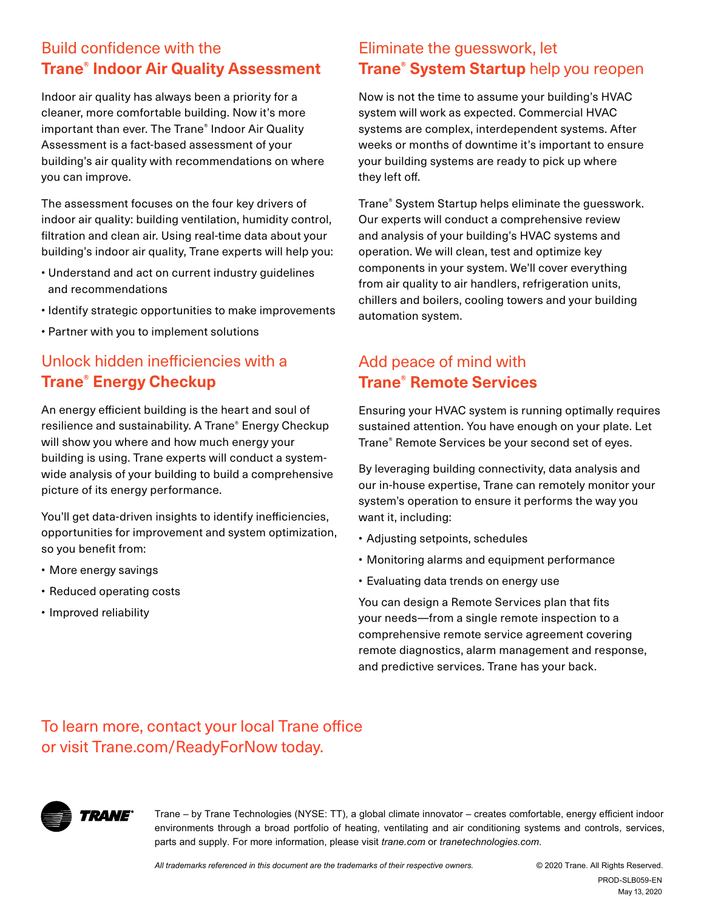## Build confidence with the **Trane® Indoor Air Quality Assessment**

Indoor air quality has always been a priority for a cleaner, more comfortable building. Now it's more important than ever. The Trane® Indoor Air Quality Assessment is a fact-based assessment of your building's air quality with recommendations on where you can improve.

The assessment focuses on the four key drivers of indoor air quality: building ventilation, humidity control, filtration and clean air. Using real-time data about your building's indoor air quality, Trane experts will help you:

- Understand and act on current industry guidelines and recommendations
- Identify strategic opportunities to make improvements
- Partner with you to implement solutions

## Unlock hidden inefficiencies with a **Trane® Energy Checkup**

An energy efficient building is the heart and soul of resilience and sustainability. A Trane® Energy Checkup will show you where and how much energy your building is using. Trane experts will conduct a system-wide analysis of your building to build a comprehensive picture of its energy performance.

You'll get data-driven insights to identify inefficiencies, opportunities for improvement and system optimization, so you benefit from:

- More energy savings
- Reduced operating costs
- Improved reliability

## Eliminate the guesswork, let **Trane® System Startup** help you reopen

Now is not the time to assume your building's HVAC system will work as expected. Commercial HVAC systems are complex, interdependent systems. After weeks or months of downtime it's important to ensure your building systems are ready to pick up where they left off.

Trane® System Startup helps eliminate the guesswork. Our experts will conduct a comprehensive review and analysis of your building's HVAC systems and operation. We will clean, test and optimize key components in your system. We'll cover everything from air quality to air handlers, refrigeration units, chillers and boilers, cooling towers and your building automation system.

## Add peace of mind with **Trane® Remote Services**

Ensuring your HVAC system is running optimally requires sustained attention. You have enough on your plate. Let Trane® Remote Services be your second set of eyes.

By leveraging building connectivity, data analysis and our in-house expertise, Trane can remotely monitor your system's operation to ensure it performs the way you want it, including:

- Adjusting setpoints, schedules
- Monitoring alarms and equipment performance
- Evaluating data trends on energy use

You can design a Remote Services plan that fits your needs—from a single remote inspection to a comprehensive remote service agreement covering remote diagnostics, alarm management and response, and predictive services. Trane has your back.

## To learn more, contact your local Trane office or visit Trane.com/ReadyForNow today.

TRANE®

Trane – by Trane Technologies (NYSE: TT), a global climate innovator – creates comfortable, energy efficient indoor environments through a broad portfolio of heating, ventilating and air conditioning systems and controls, services, parts and supply. For more information, please visit *trane.com* or *tranetechnologies.com*.

*All trademarks referenced in this document are the trademarks of their respective owners.*

© 2020 Trane. All Rights Reserved.

PROD-SLB059-EN
May 13, 2020